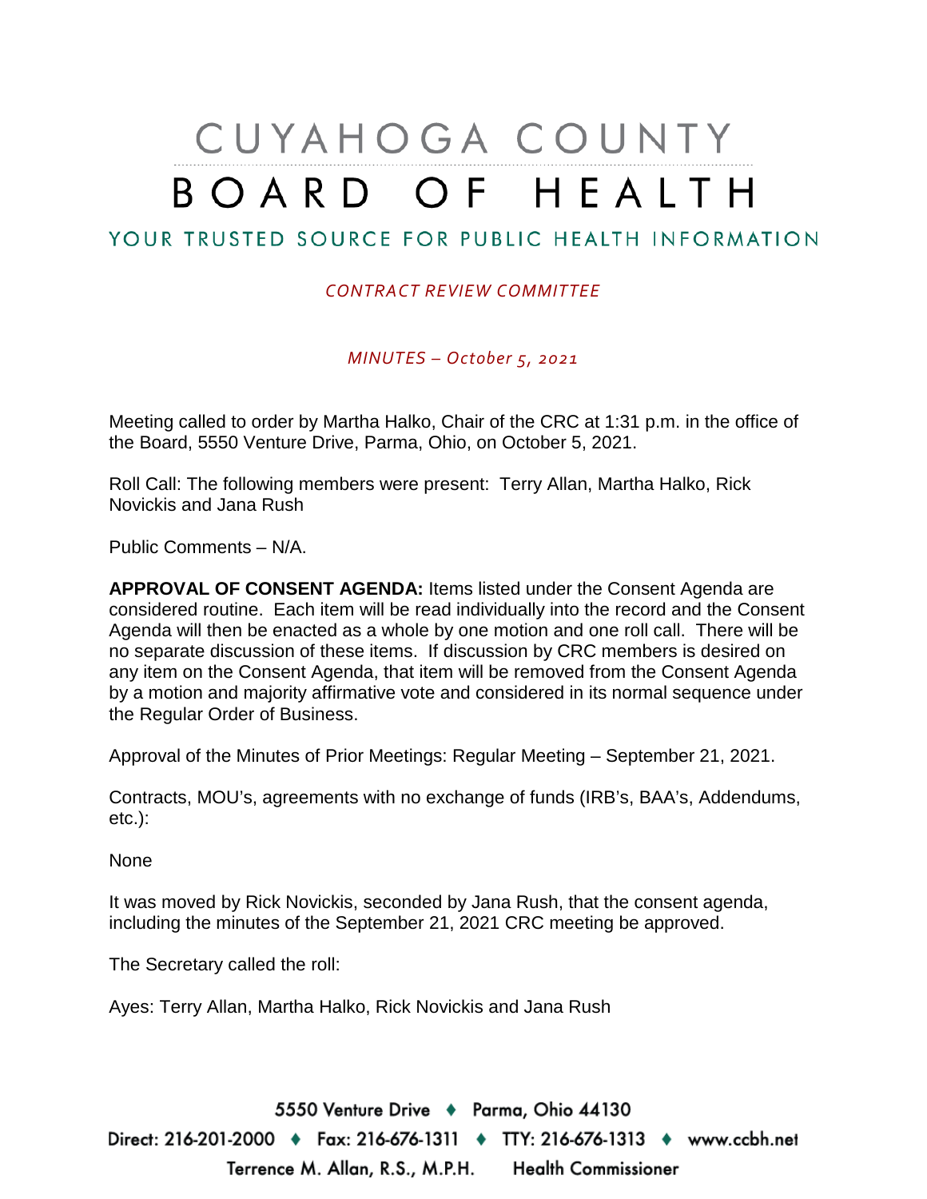# CUYAHOGA COUNTY BOARD OF HEALTH

## YOUR TRUSTED SOURCE FOR PUBLIC HEALTH INFORMATION

*CONTRACT REVIEW COMMITTEE*

*MINUTES – October 5, 2021*

Meeting called to order by Martha Halko, Chair of the CRC at 1:31 p.m. in the office of the Board, 5550 Venture Drive, Parma, Ohio, on October 5, 2021.

Roll Call: The following members were present: Terry Allan, Martha Halko, Rick Novickis and Jana Rush

Public Comments – N/A.

**APPROVAL OF CONSENT AGENDA:** Items listed under the Consent Agenda are considered routine. Each item will be read individually into the record and the Consent Agenda will then be enacted as a whole by one motion and one roll call. There will be no separate discussion of these items. If discussion by CRC members is desired on any item on the Consent Agenda, that item will be removed from the Consent Agenda by a motion and majority affirmative vote and considered in its normal sequence under the Regular Order of Business.

Approval of the Minutes of Prior Meetings: Regular Meeting – September 21, 2021.

Contracts, MOU's, agreements with no exchange of funds (IRB's, BAA's, Addendums, etc.):

None

It was moved by Rick Novickis, seconded by Jana Rush, that the consent agenda, including the minutes of the September 21, 2021 CRC meeting be approved.

The Secretary called the roll:

Ayes: Terry Allan, Martha Halko, Rick Novickis and Jana Rush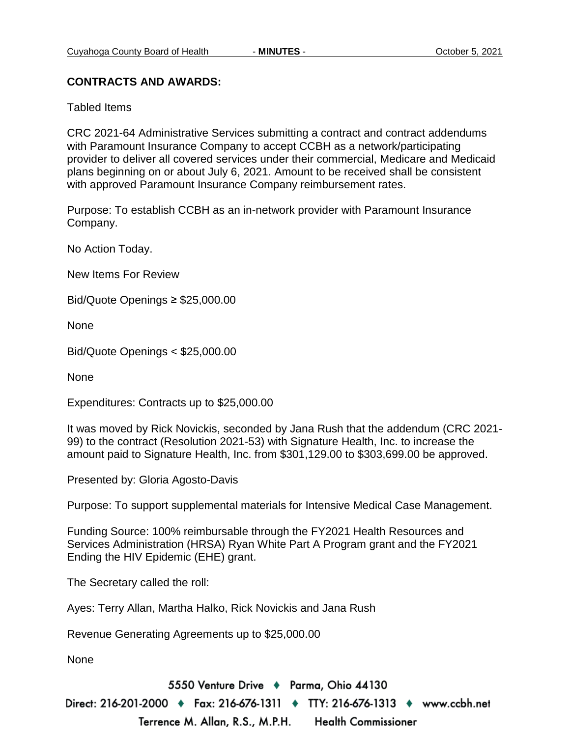## CONTRACTS AND AWARDS:

Tabled Items

CRC 2021-64 Administrative Services submitting a contract and contract addendums with Paramount Insurance Company to accept CCBH as a network/participating provider to deliver all covered services under their commercial, Medicare and Medicaid plans beginning on or about July 6, 2021. Amount to be received shall be consistent with approved Paramount Insurance Company reimbursement rates.

Purpose: To establish CCBH as an in-network provider with Paramount Insurance Company.

No Action Today.

New Items For Review

Bid/Quote Openings ≥ $25,000.00

None

Bid/Quote Openings < $25,000.00

None

Expenditures: Contracts up to $25,000.00

It was moved by Rick Novickis, seconded by Jana Rush that the addendum (CRC 2021-99) to the contract (Resolution 2021-53) with Signature Health, Inc. to increase the amount paid to Signature Health, Inc. from $301,129.00 to $303,699.00 be approved.

Presented by: Gloria Agosto-Davis

Purpose: To support supplemental materials for Intensive Medical Case Management.

Funding Source: 100% reimbursable through the FY2021 Health Resources and Services Administration (HRSA) Ryan White Part A Program grant and the FY2021 Ending the HIV Epidemic (EHE) grant.

The Secretary called the roll:

Ayes: Terry Allan, Martha Halko, Rick Novickis and Jana Rush

Revenue Generating Agreements up to $25,000.00

None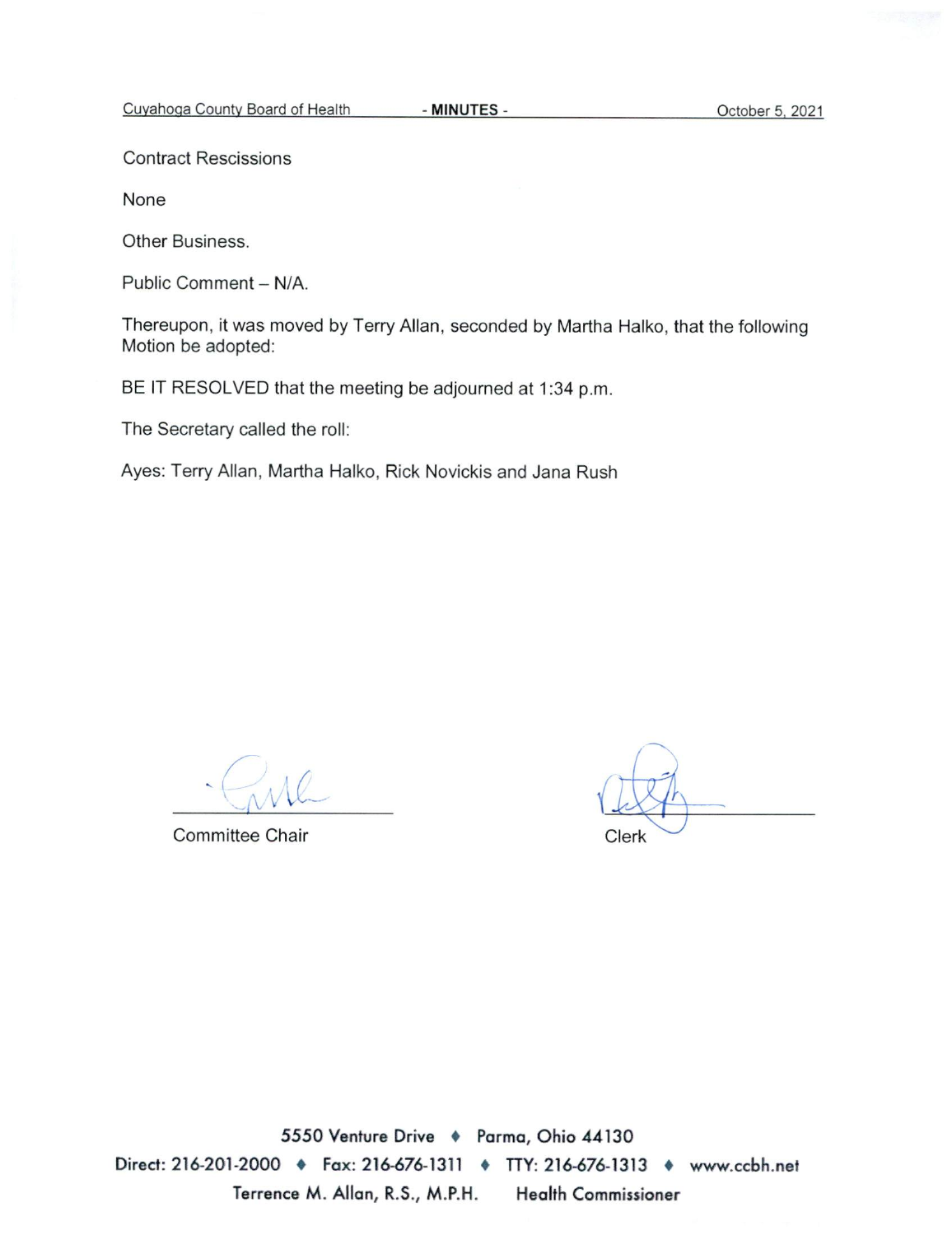Contract Rescissions

None

Other Business.

Public Comment – N/A.

Thereupon, it was moved by Terry Allan, seconded by Martha Halko, that the following Motion be adopted:

BE IT RESOLVED that the meeting be adjourned at 1:34 p.m.

The Secretary called the roll:

Ayes: Terry Allan, Martha Halko, Rick Novickis and Jana Rush

Committee Chair

Clerk